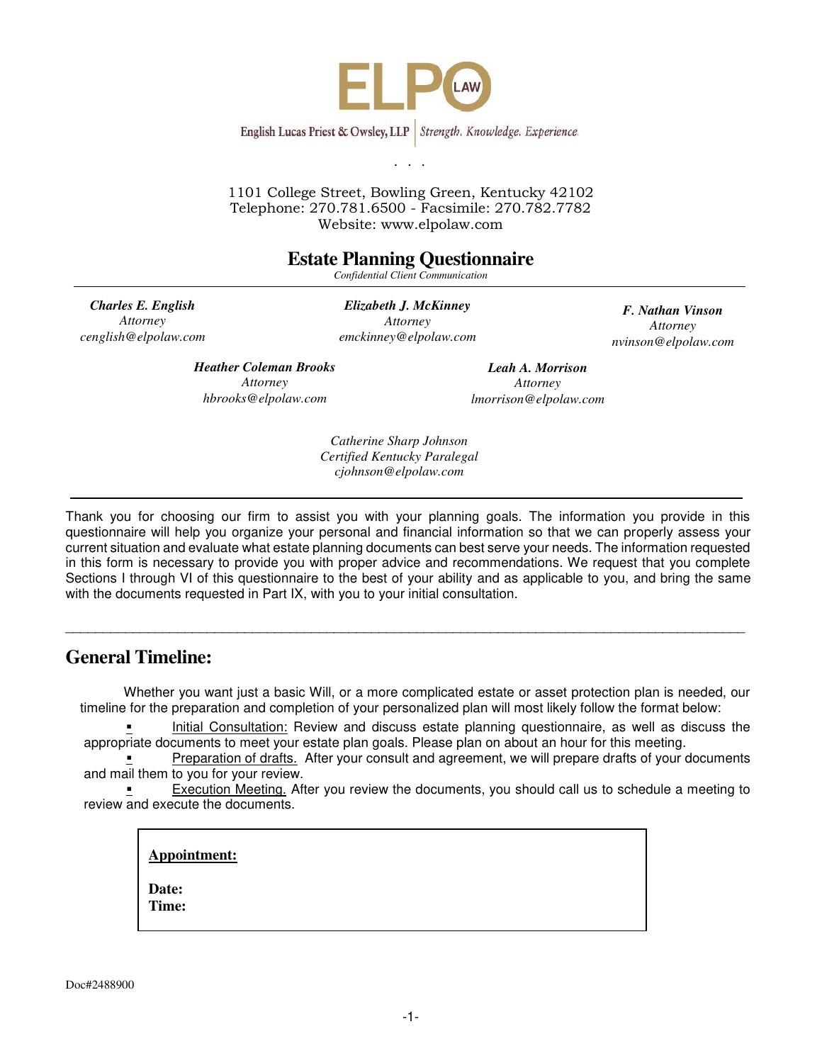ELPO LAW

English Lucas Priest & Owsley, LLP | *Strength. Knowledge. Experience.*

. . .

1101 College Street, Bowling Green, Kentucky 42102
Telephone: 270.781.6500 - Facsimile: 270.782.7782
Website: www.elpolaw.com

# Estate Planning Questionnaire

*Confidential Client Communication*

***Charles E. English***
*Attorney*
*cenglish@elpolaw.com*

***Elizabeth J. McKinney***
*Attorney*
*emckinney@elpolaw.com*

***F. Nathan Vinson***
*Attorney*
*nvinson@elpolaw.com*

***Heather Coleman Brooks***
*Attorney*
*hbrooks@elpolaw.com*

***Leah A. Morrison***
*Attorney*
*lmorrison@elpolaw.com*

*Catherine Sharp Johnson*
*Certified Kentucky Paralegal*
*cjohnson@elpolaw.com*

---

Thank you for choosing our firm to assist you with your planning goals. The information you provide in this questionnaire will help you organize your personal and financial information so that we can properly assess your current situation and evaluate what estate planning documents can best serve your needs. The information requested in this form is necessary to provide you with proper advice and recommendations. We request that you complete Sections I through VI of this questionnaire to the best of your ability and as applicable to you, and bring the same with the documents requested in Part IX, with you to your initial consultation.

---

## General Timeline:

Whether you want just a basic Will, or a more complicated estate or asset protection plan is needed, our timeline for the preparation and completion of your personalized plan will most likely follow the format below:

- Initial Consultation: Review and discuss estate planning questionnaire, as well as discuss the appropriate documents to meet your estate plan goals. Please plan on about an hour for this meeting.
- Preparation of drafts. After your consult and agreement, we will prepare drafts of your documents and mail them to you for your review.
- Execution Meeting. After you review the documents, you should call us to schedule a meeting to review and execute the documents.

**Appointment:**

**Date:**
**Time:**

Doc#2488900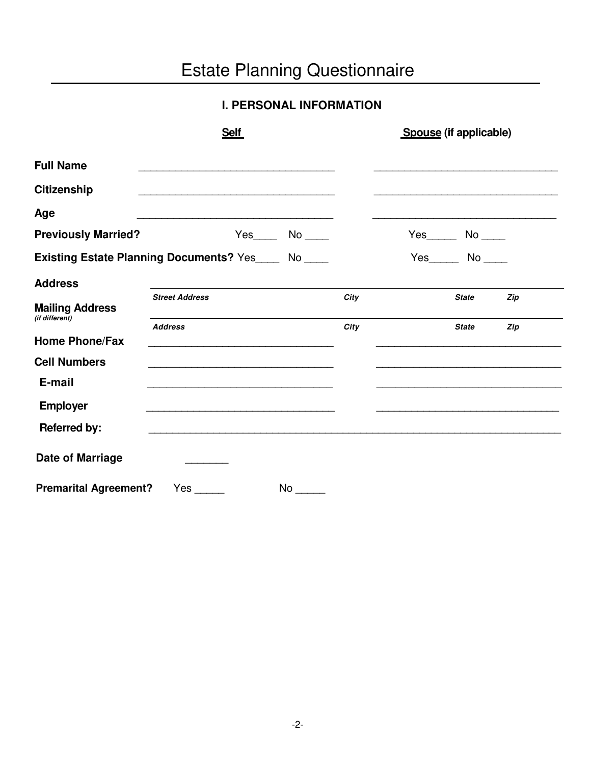# Estate Planning Questionnaire

## I. PERSONAL INFORMATION

| | **Self** | **Spouse (if applicable)** |
|---|---|---|
| **Full Name** | _________________________________ | _________________________________ |
| **Citizenship** | _________________________________ | _________________________________ |
| **Age** | _________________________________ | _________________________________ |
| **Previously Married?** | Yes____ No ____ | Yes_____ No ____ |
| **Existing Estate Planning Documents?** | Yes____ No ____ | Yes_____ No ____ |

**Address** ______________________________________________________________

*Street Address* *City* *State* *Zip*

**Mailing Address** *(if different)* ______________________________________________________________

*Address* *City* *State* *Zip*

| | | |
|---|---|---|
| **Home Phone/Fax** | _______________________________ | _______________________________ |
| **Cell Numbers** | _______________________________ | _______________________________ |
| **E-mail** | _______________________________ | _______________________________ |
| **Employer** | _______________________________ | _______________________________ |

**Referred by:** ______________________________________________________________

**Date of Marriage** _______

**Premarital Agreement?** Yes _____ No _____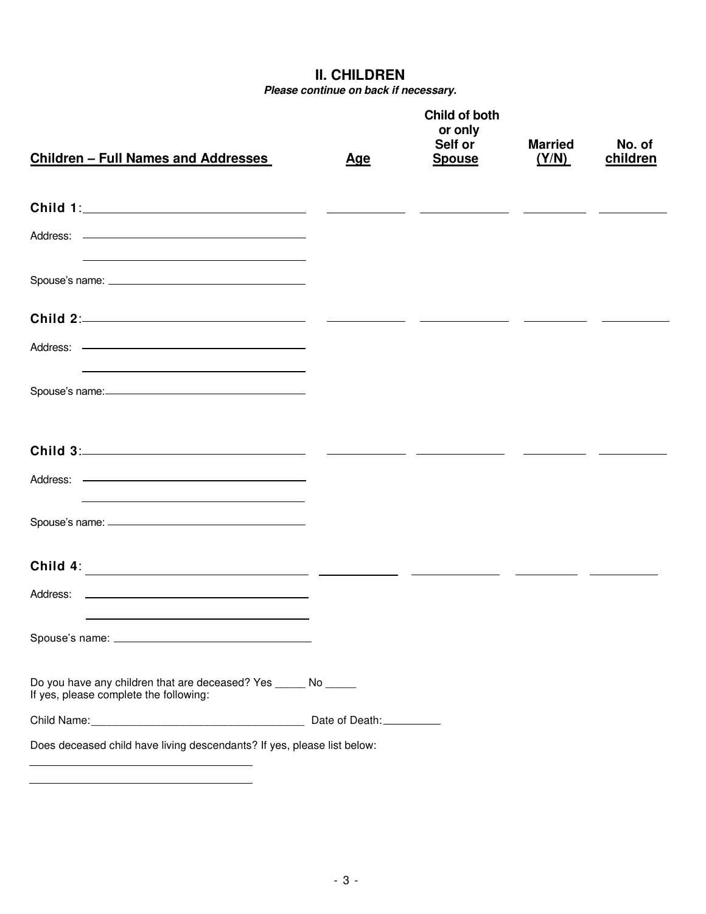## II. CHILDREN

***Please continue on back if necessary.***

| Children – Full Names and Addresses | Age | Child of both or only Self or Spouse | Married (Y/N) | No. of children |
|---|---|---|---|---|
| **Child 1**: | | | | |
| Address: | | | | |
| Spouse's name: | | | | |
| **Child 2**: | | | | |
| Address: | | | | |
| Spouse's name: | | | | |
| **Child 3**: | | | | |
| Address: | | | | |
| Spouse's name: | | | | |
| **Child 4**: | | | | |
| Address: | | | | |
| Spouse's name: | | | | |

Do you have any children that are deceased? Yes _____ No _____
If yes, please complete the following:

Child Name:___________________________________ Date of Death:__________

Does deceased child have living descendants? If yes, please list below:

____________________________________

____________________________________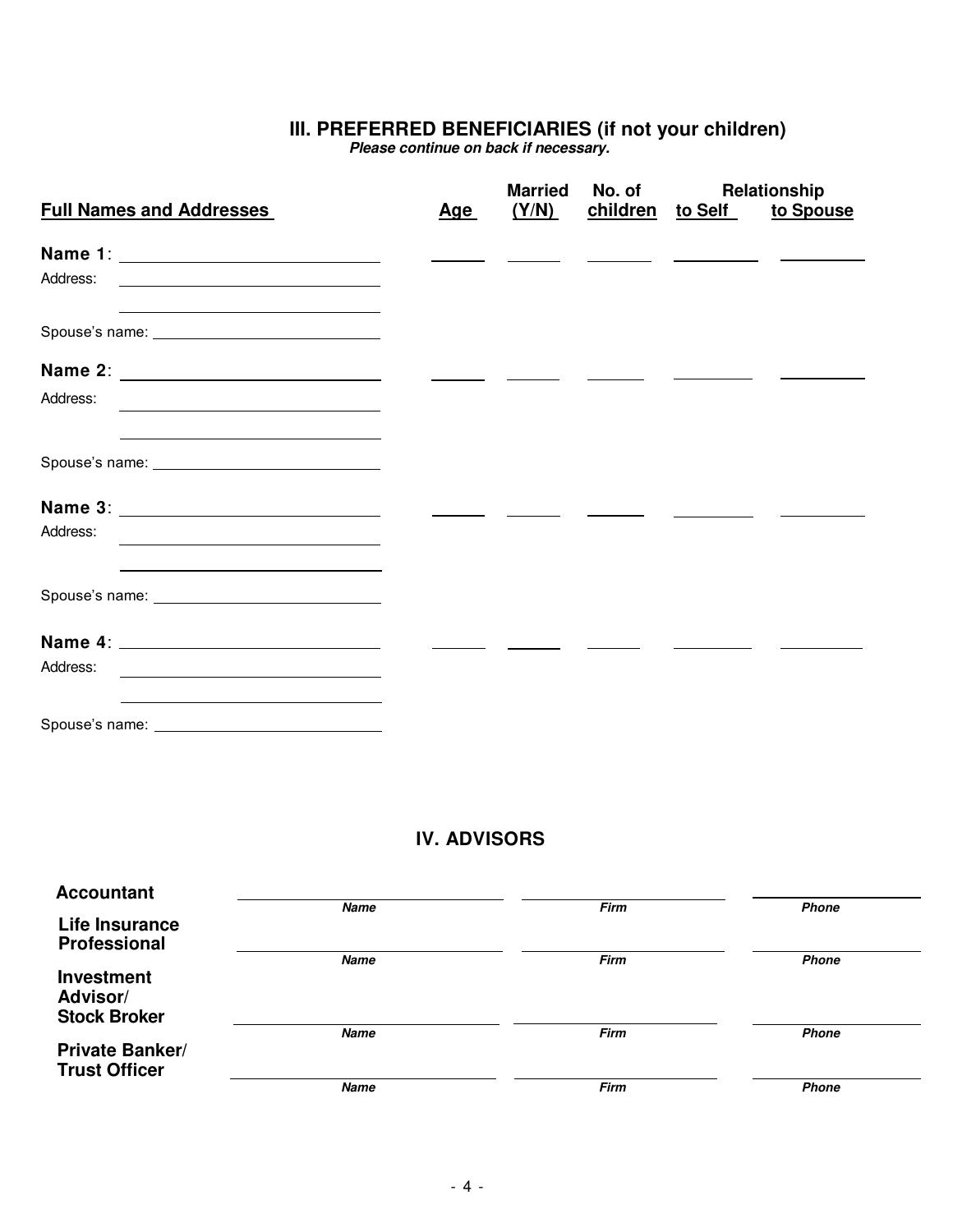## III. PREFERRED BENEFICIARIES (if not your children)

***Please continue on back if necessary.***

| Full Names and Addresses | Age | Married (Y/N) | No. of children | Relationship to Self | Relationship to Spouse |
|---|---|---|---|---|---|
| **Name 1**: ______________________ | _____ | _____ | _____ | _______ | _______ |
| Address: ______________________ | | | | | |
| ______________________ | | | | | |
| Spouse's name: ______________________ | | | | | |
| **Name 2**: ______________________ | _____ | _____ | _____ | _______ | _______ |
| Address: ______________________ | | | | | |
| ______________________ | | | | | |
| Spouse's name: ______________________ | | | | | |
| **Name 3**: ______________________ | _____ | _____ | _____ | _______ | _______ |
| Address: ______________________ | | | | | |
| ______________________ | | | | | |
| Spouse's name: ______________________ | | | | | |
| **Name 4**: ______________________ | _____ | _____ | _____ | _______ | _______ |
| Address: ______________________ | | | | | |
| ______________________ | | | | | |
| Spouse's name: ______________________ | | | | | |

## IV. ADVISORS

| | *Name* | *Firm* | *Phone* |
|---|---|---|---|
| **Accountant** | ______________________ | ______________________ | ______________________ |
| **Life Insurance Professional** | ______________________ | ______________________ | ______________________ |
| **Investment Advisor/ Stock Broker** | ______________________ | ______________________ | ______________________ |
| **Private Banker/ Trust Officer** | ______________________ | ______________________ | ______________________ |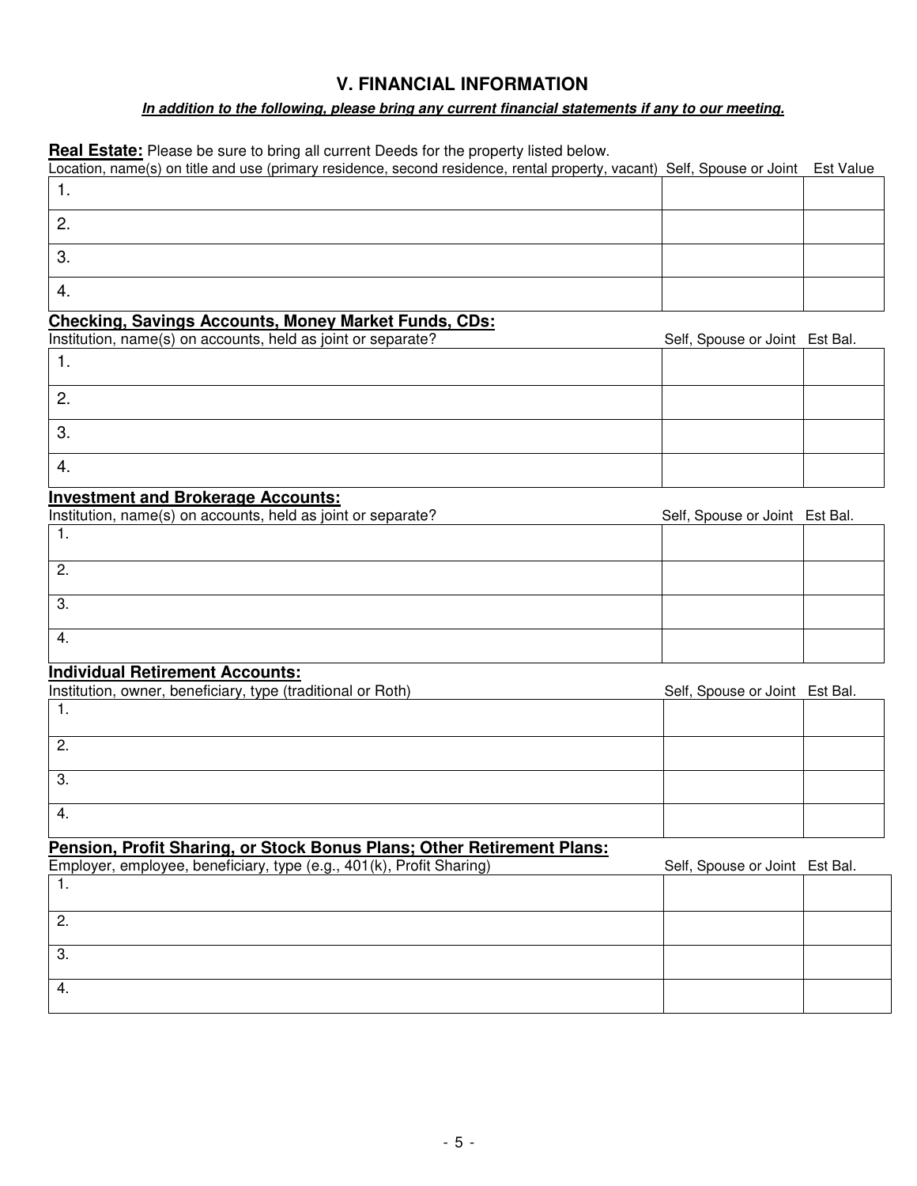## V. FINANCIAL INFORMATION

***In addition to the following, please bring any current financial statements if any to our meeting.***

**Real Estate:** Please be sure to bring all current Deeds for the property listed below.

| Location, name(s) on title and use (primary residence, second residence, rental property, vacant) | Self, Spouse or Joint | Est Value |
|---|---|---|
| 1. | | |
| 2. | | |
| 3. | | |
| 4. | | |

**Checking, Savings Accounts, Money Market Funds, CDs:**

| Institution, name(s) on accounts, held as joint or separate? | Self, Spouse or Joint | Est Bal. |
|---|---|---|
| 1. | | |
| 2. | | |
| 3. | | |
| 4. | | |

**Investment and Brokerage Accounts:**

| Institution, name(s) on accounts, held as joint or separate? | Self, Spouse or Joint | Est Bal. |
|---|---|---|
| 1. | | |
| 2. | | |
| 3. | | |
| 4. | | |

**Individual Retirement Accounts:**

| Institution, owner, beneficiary, type (traditional or Roth) | Self, Spouse or Joint | Est Bal. |
|---|---|---|
| 1. | | |
| 2. | | |
| 3. | | |
| 4. | | |

**Pension, Profit Sharing, or Stock Bonus Plans; Other Retirement Plans:**

| Employer, employee, beneficiary, type (e.g., 401(k), Profit Sharing) | Self, Spouse or Joint | Est Bal. |
|---|---|---|
| 1. | | |
| 2. | | |
| 3. | | |
| 4. | | |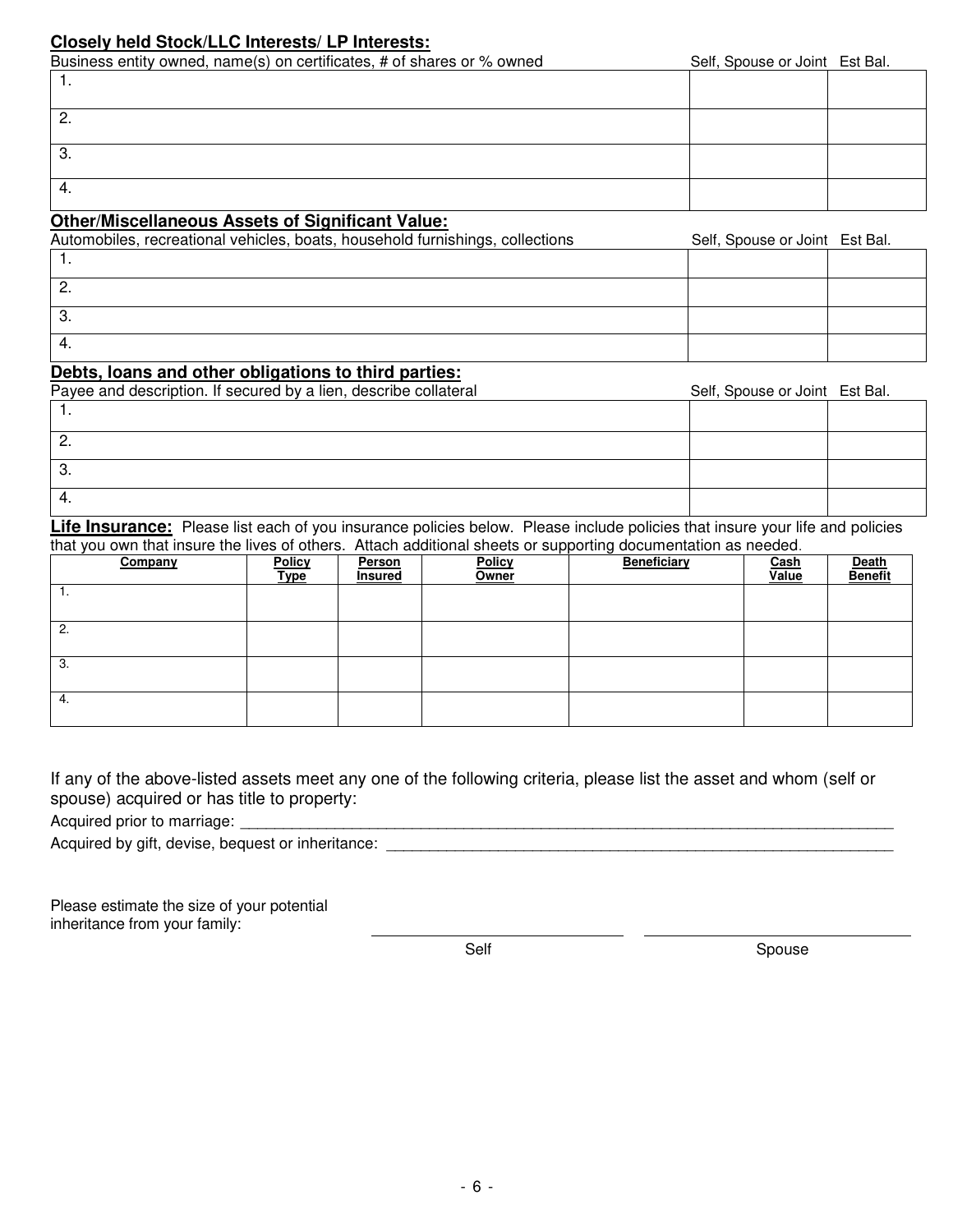**Closely held Stock/LLC Interests/ LP Interests:**

| Business entity owned, name(s) on certificates, # of shares or % owned | Self, Spouse or Joint | Est Bal. |
|---|---|---|
| 1. | | |
| 2. | | |
| 3. | | |
| 4. | | |

**Other/Miscellaneous Assets of Significant Value:**

| Automobiles, recreational vehicles, boats, household furnishings, collections | Self, Spouse or Joint | Est Bal. |
|---|---|---|
| 1. | | |
| 2. | | |
| 3. | | |
| 4. | | |

**Debts, loans and other obligations to third parties:**

| Payee and description. If secured by a lien, describe collateral | Self, Spouse or Joint | Est Bal. |
|---|---|---|
| 1. | | |
| 2. | | |
| 3. | | |
| 4. | | |

**Life Insurance:** Please list each of you insurance policies below. Please include policies that insure your life and policies that you own that insure the lives of others. Attach additional sheets or supporting documentation as needed.

| Company | Policy Type | Person Insured | Policy Owner | Beneficiary | Cash Value | Death Benefit |
|---|---|---|---|---|---|---|
| 1. | | | | | | |
| 2. | | | | | | |
| 3. | | | | | | |
| 4. | | | | | | |

If any of the above-listed assets meet any one of the following criteria, please list the asset and whom (self or spouse) acquired or has title to property:

Acquired prior to marriage: ______________________________________________________________________________

Acquired by gift, devise, bequest or inheritance: ______________________________________________________________

Please estimate the size of your potential inheritance from your family:

______________________ Self ______________________ Spouse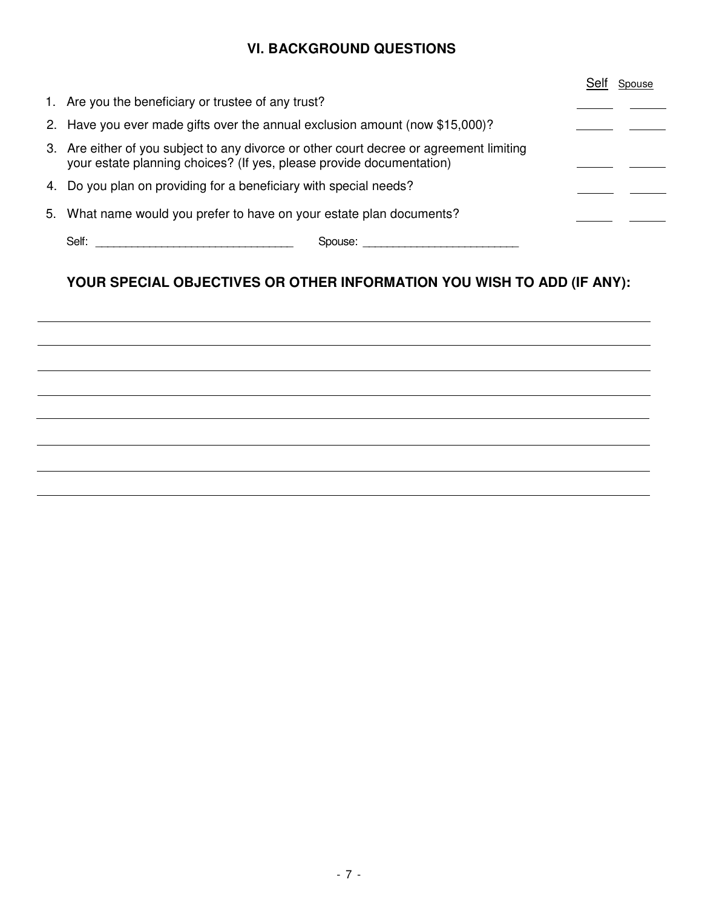## VI. BACKGROUND QUESTIONS

| | Self | Spouse |
|---|---|---|
| 1. Are you the beneficiary or trustee of any trust? | ______ | ______ |
| 2. Have you ever made gifts over the annual exclusion amount (now $15,000)? | ______ | ______ |
| 3. Are either of you subject to any divorce or other court decree or agreement limiting your estate planning choices? (If yes, please provide documentation) | ______ | ______ |
| 4. Do you plan on providing for a beneficiary with special needs? | ______ | ______ |
| 5. What name would you prefer to have on your estate plan documents? | ______ | ______ |

Self: ________________________________ Spouse: __________________________

### YOUR SPECIAL OBJECTIVES OR OTHER INFORMATION YOU WISH TO ADD (IF ANY):

________________________________________________________________________________

________________________________________________________________________________

________________________________________________________________________________

________________________________________________________________________________

________________________________________________________________________________

________________________________________________________________________________

________________________________________________________________________________

________________________________________________________________________________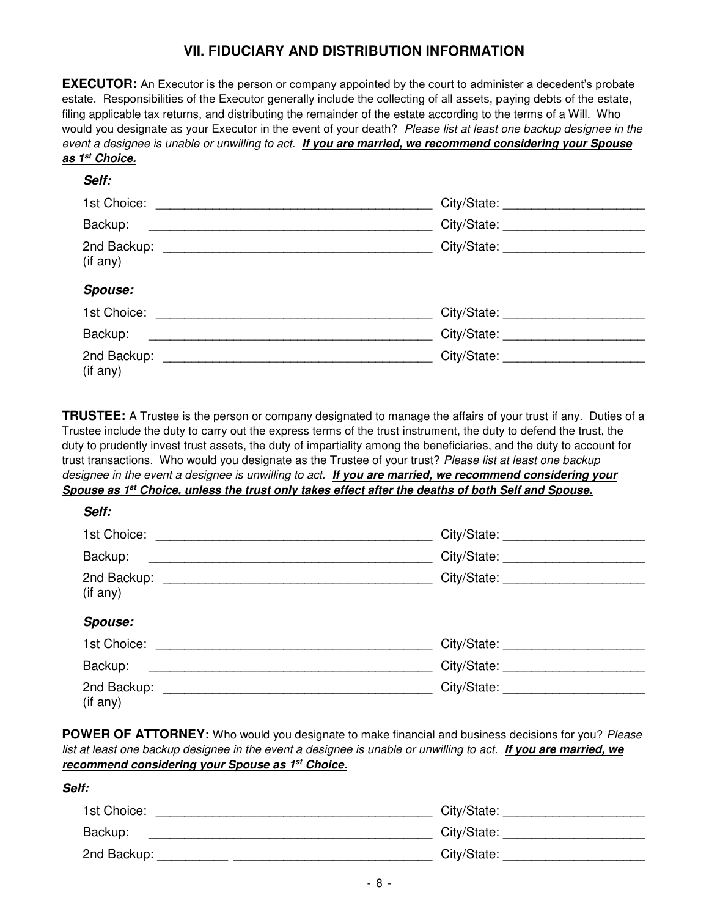## VII. FIDUCIARY AND DISTRIBUTION INFORMATION

**EXECUTOR:** An Executor is the person or company appointed by the court to administer a decedent's probate estate. Responsibilities of the Executor generally include the collecting of all assets, paying debts of the estate, filing applicable tax returns, and distributing the remainder of the estate according to the terms of a Will. Who would you designate as your Executor in the event of your death? *Please list at least one backup designee in the event a designee is unable or unwilling to act.* ***If you are married, we recommend considering your Spouse as 1st Choice.***

***Self:***

1st Choice: _______________________________________ City/State: ___________________

Backup: _______________________________________ City/State: ___________________

2nd Backup: _______________________________________ City/State: ___________________
(if any)

***Spouse:***

1st Choice: _______________________________________ City/State: ___________________

Backup: _______________________________________ City/State: ___________________

2nd Backup: _______________________________________ City/State: ___________________
(if any)

**TRUSTEE:** A Trustee is the person or company designated to manage the affairs of your trust if any. Duties of a Trustee include the duty to carry out the express terms of the trust instrument, the duty to defend the trust, the duty to prudently invest trust assets, the duty of impartiality among the beneficiaries, and the duty to account for trust transactions. Who would you designate as the Trustee of your trust? *Please list at least one backup designee in the event a designee is unwilling to act.* ***If you are married, we recommend considering your Spouse as 1st Choice, unless the trust only takes effect after the deaths of both Self and Spouse.***

***Self:***

1st Choice: _______________________________________ City/State: ___________________

Backup: _______________________________________ City/State: ___________________

2nd Backup: _______________________________________ City/State: ___________________
(if any)

***Spouse:***

1st Choice: _______________________________________ City/State: ___________________

Backup: _______________________________________ City/State: ___________________

2nd Backup: _______________________________________ City/State: ___________________
(if any)

**POWER OF ATTORNEY:** Who would you designate to make financial and business decisions for you? *Please list at least one backup designee in the event a designee is unable or unwilling to act.* ***If you are married, we recommend considering your Spouse as 1st Choice.***

***Self:***

1st Choice: _______________________________________ City/State: ___________________

Backup: _______________________________________ City/State: ___________________

2nd Backup: __________ ____________________________ City/State: ___________________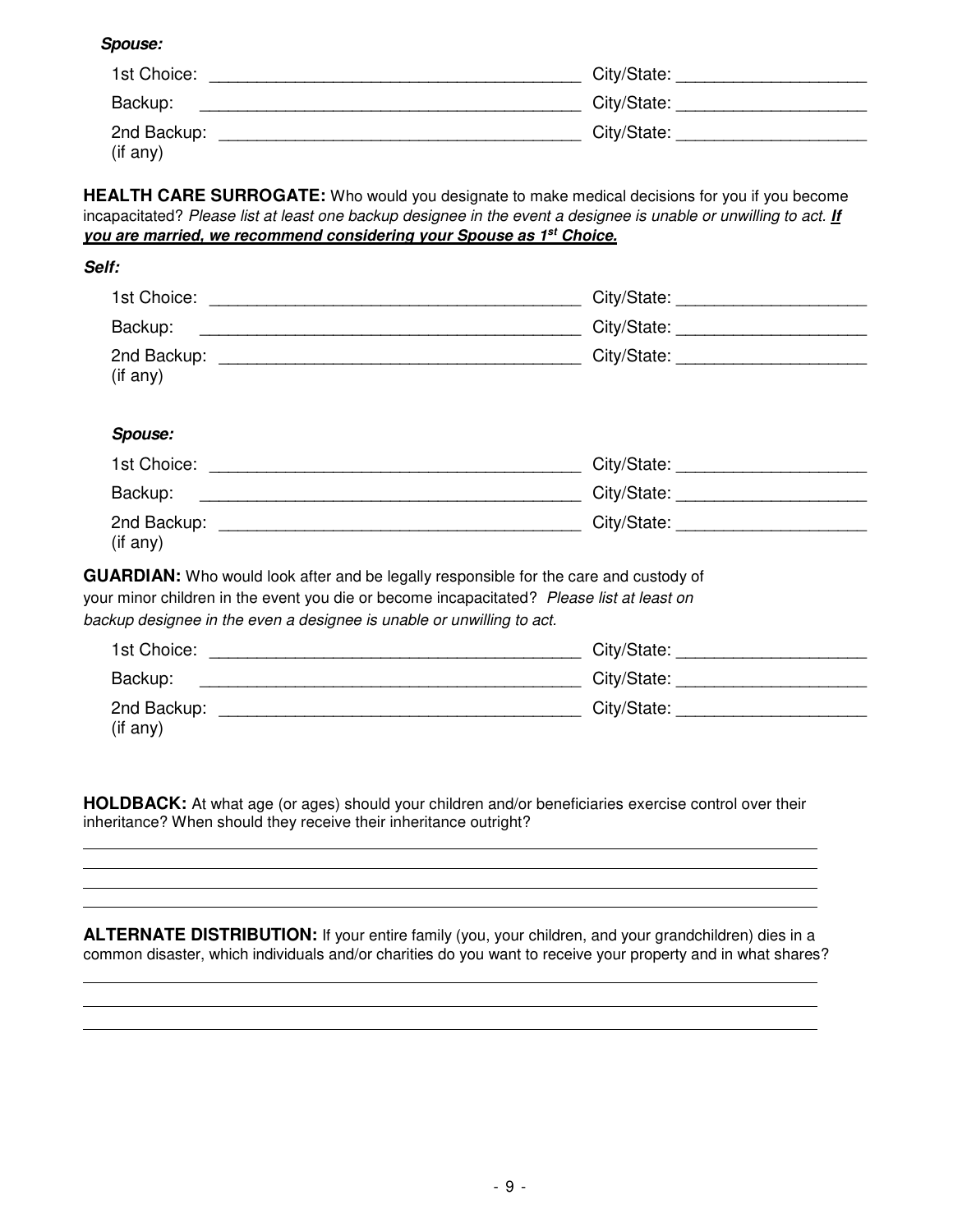***Spouse:***

1st Choice: ________________________________________ City/State: ____________________

Backup: __________________________________________ City/State: ____________________

2nd Backup: ______________________________________ City/State: ____________________
(if any)

**HEALTH CARE SURROGATE:** Who would you designate to make medical decisions for you if you become incapacitated? *Please list at least one backup designee in the event a designee is unable or unwilling to act.* ***If you are married, we recommend considering your Spouse as 1st Choice.***

***Self:***

1st Choice: ________________________________________ City/State: ____________________

Backup: __________________________________________ City/State: ____________________

2nd Backup: ______________________________________ City/State: ____________________
(if any)

***Spouse:***

1st Choice: ________________________________________ City/State: ____________________

Backup: __________________________________________ City/State: ____________________

2nd Backup: ______________________________________ City/State: ____________________
(if any)

**GUARDIAN:** Who would look after and be legally responsible for the care and custody of your minor children in the event you die or become incapacitated? *Please list at least on backup designee in the even a designee is unable or unwilling to act.*

1st Choice: ________________________________________ City/State: ____________________

Backup: __________________________________________ City/State: ____________________

2nd Backup: ______________________________________ City/State: ____________________
(if any)

**HOLDBACK:** At what age (or ages) should your children and/or beneficiaries exercise control over their inheritance? When should they receive their inheritance outright?

______________________________________________________________________________

______________________________________________________________________________

______________________________________________________________________________

______________________________________________________________________________

**ALTERNATE DISTRIBUTION:** If your entire family (you, your children, and your grandchildren) dies in a common disaster, which individuals and/or charities do you want to receive your property and in what shares?

______________________________________________________________________________

______________________________________________________________________________

______________________________________________________________________________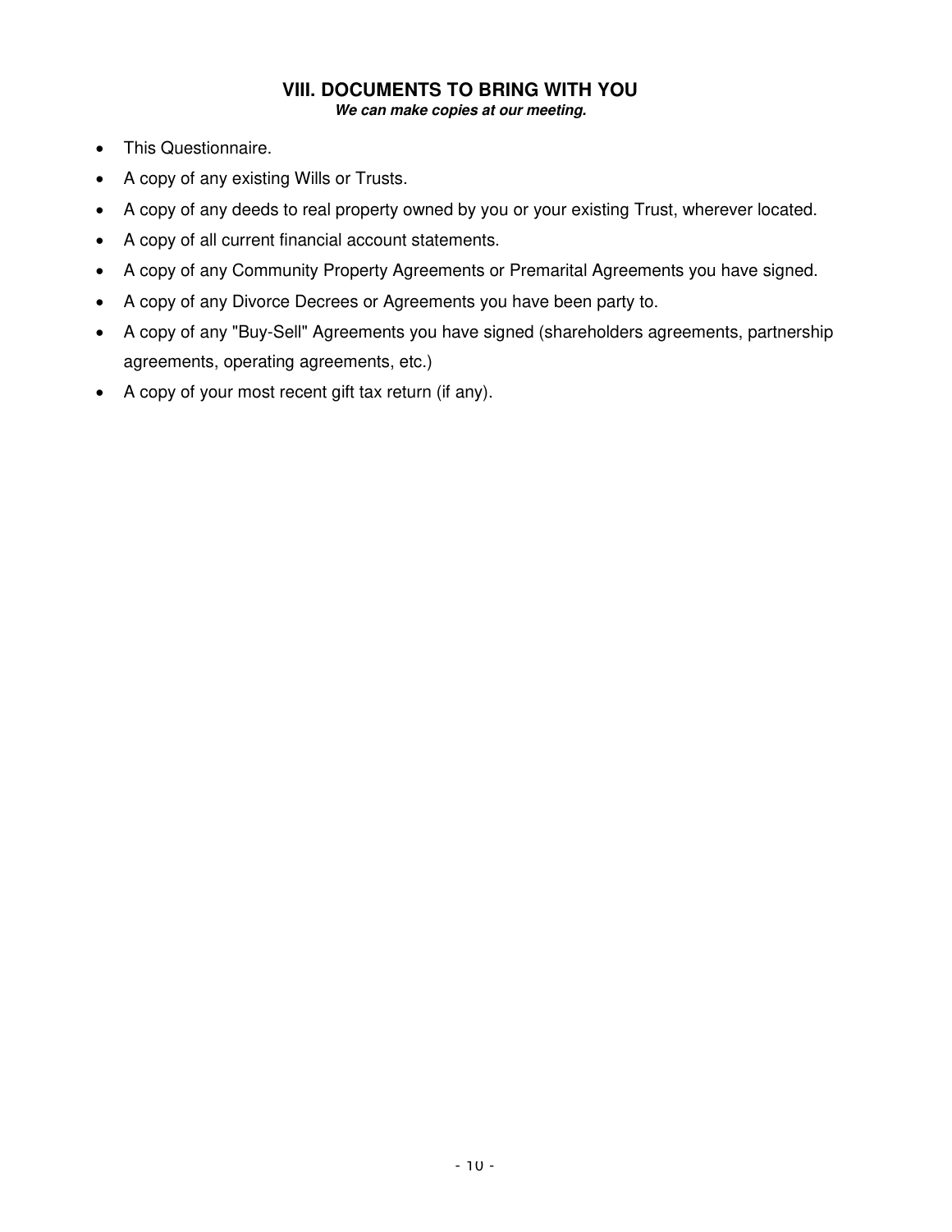## VIII. DOCUMENTS TO BRING WITH YOU

***We can make copies at our meeting.***

- This Questionnaire.
- A copy of any existing Wills or Trusts.
- A copy of any deeds to real property owned by you or your existing Trust, wherever located.
- A copy of all current financial account statements.
- A copy of any Community Property Agreements or Premarital Agreements you have signed.
- A copy of any Divorce Decrees or Agreements you have been party to.
- A copy of any "Buy-Sell" Agreements you have signed (shareholders agreements, partnership agreements, operating agreements, etc.)
- A copy of your most recent gift tax return (if any).